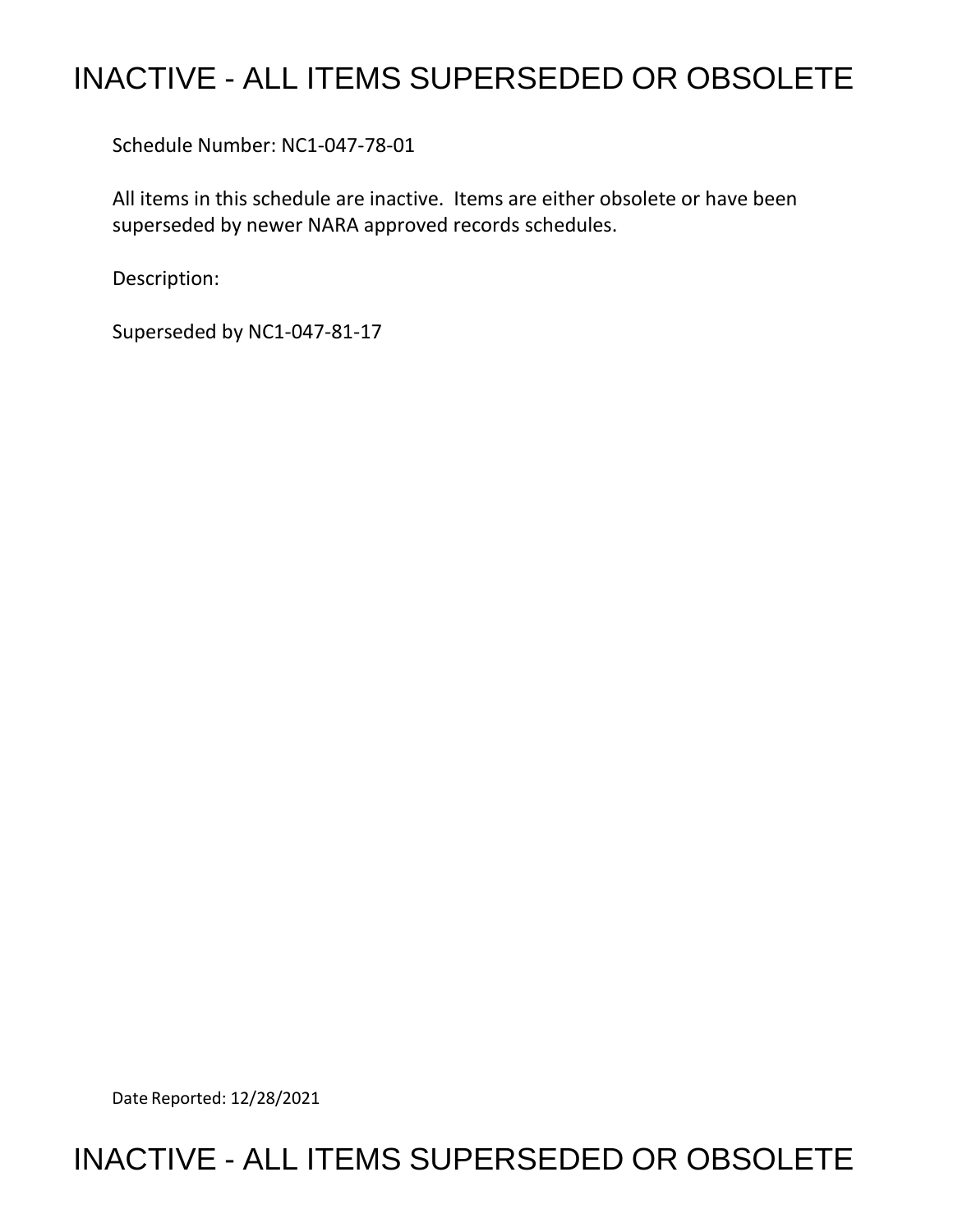# INACTIVE - ALL ITEMS SUPERSEDED OR OBSOLETE

Schedule Number: NC1-047-78-01

All items in this schedule are inactive. Items are either obsolete or have been superseded by newer NARA approved records schedules.

Description:

Superseded by NC1-047-81-17

Date Reported: 12/28/2021

# INACTIVE - ALL ITEMS SUPERSEDED OR OBSOLETE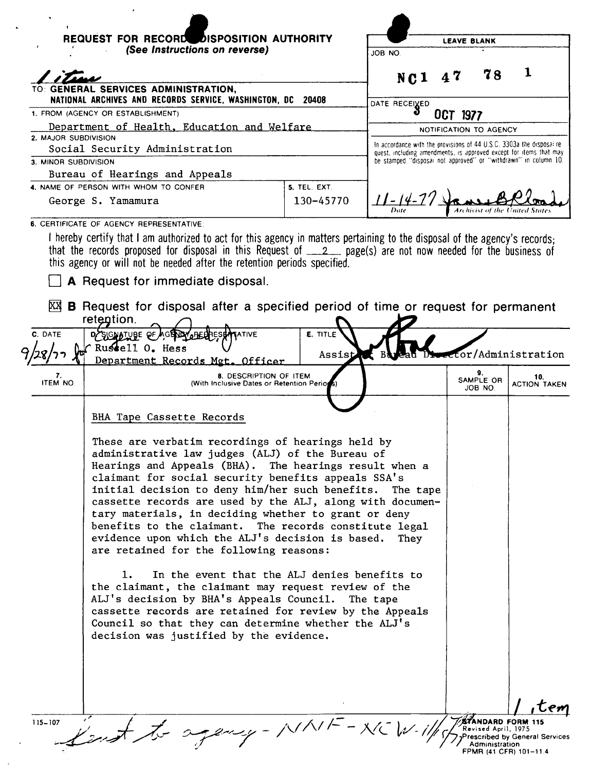# REQUEST FOR RECORDS DISPOSITION AUTHORITY

*(See Instructions on reverse)*

1 item

TO: **GENERAL SERVICES ADMINISTRATION, NATIONAL ARCHIVES AND RECORDS SERVICE, WASHINGTON, DC 20408**

| LEAVE BLANK |
|---|
| JOB NO. NC1 47 78 1 |
| DATE RECEIVED 3 OCT 1977 |
| NOTIFICATION TO AGENCY |
| In accordance with the provisions of 44 U.S.C. 3303a the disposal request, including amendments, is approved except for items that may be stamped "disposal not approved" or "withdrawn" in column 10. |
| 11-14-77 Date — Archivist of the United States |

1. FROM (AGENCY OR ESTABLISHMENT): Department of Health, Education and Welfare
2. MAJOR SUBDIVISION: Social Security Administration
3. MINOR SUBDIVISION: Bureau of Hearings and Appeals
4. NAME OF PERSON WITH WHOM TO CONFER: George S. Yamamura
5. TEL. EXT.: 130-45770

6. CERTIFICATE OF AGENCY REPRESENTATIVE:

I hereby certify that I am authorized to act for this agency in matters pertaining to the disposal of the agency's records; that the records proposed for disposal in this Request of 2 page(s) are not now needed for the business of this agency or will not be needed after the retention periods specified.

☐ **A** Request for immediate disposal.

☒ **B** Request for disposal after a specified period of time or request for permanent retention.

| C. DATE | D. SIGNATURE OF AGENCY REPRESENTATIVE | E. TITLE |
|---|---|---|
| 9/28/77 | for Russell O. Hess, Department Records Mgt. Officer | Assistant Bureau Director/Administration |

| 7. ITEM NO. | 8. DESCRIPTION OF ITEM (With Inclusive Dates or Retention Periods) | 9. SAMPLE OR JOB NO. | 10. ACTION TAKEN |
|---|---|---|---|
| | BHA Tape Cassette Records<br><br>These are verbatim recordings of hearings held by administrative law judges (ALJ) of the Bureau of Hearings and Appeals (BHA). The hearings result when a claimant for social security benefits appeals SSA's initial decision to deny him/her such benefits. The tape cassette records are used by the ALJ, along with documentary materials, in deciding whether to grant or deny benefits to the claimant. The records constitute legal evidence upon which the ALJ's decision is based. They are retained for the following reasons:<br><br>1. In the event that the ALJ denies benefits to the claimant, the claimant may request review of the ALJ's decision by BHA's Appeals Council. The tape cassette records are retained for review by the Appeals Council so that they can determine whether the ALJ's decision was justified by the evidence. | | |

1 item

115-107 — Sent to agency - NNF - NCW - 11/5/77

STANDARD FORM 115
Revised April, 1975
Prescribed by General Services Administration
FPMR (41 CFR) 101-11.4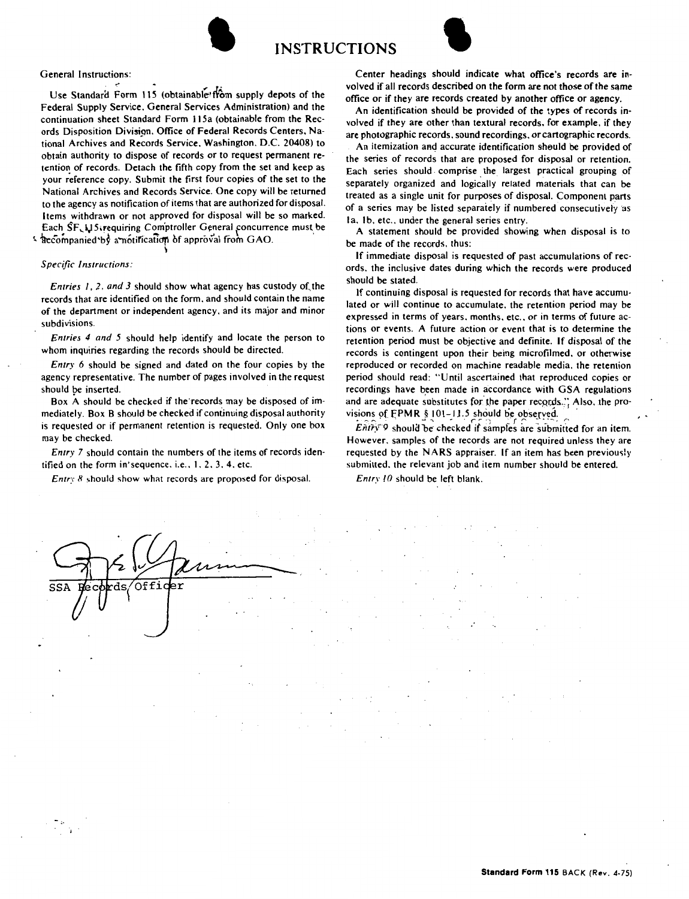# INSTRUCTIONS

General Instructions:

Use Standard Form 115 (obtainable from supply depots of the Federal Supply Service, General Services Administration) and the continuation sheet Standard Form 115a (obtainable from the Records Disposition Division, Office of Federal Records Centers, National Archives and Records Service, Washington, D.C. 20408) to obtain authority to dispose of records or to request permanent retention of records. Detach the fifth copy from the set and keep as your reference copy. Submit the first four copies of the set to the National Archives and Records Service. One copy will be returned to the agency as notification of items that are authorized for disposal. Items withdrawn or not approved for disposal will be so marked. Each SF 115 requiring Comptroller General concurrence must be accompanied by a notification of approval from GAO.

*Specific Instructions:*

*Entries 1, 2, and 3* should show what agency has custody of the records that are identified on the form, and should contain the name of the department or independent agency, and its major and minor subdivisions.

*Entries 4 and 5* should help identify and locate the person to whom inquiries regarding the records should be directed.

*Entry 6* should be signed and dated on the four copies by the agency representative. The number of pages involved in the request should be inserted.

Box A should be checked if the records may be disposed of immediately. Box B should be checked if continuing disposal authority is requested or if permanent retention is requested. Only one box may be checked.

*Entry 7* should contain the numbers of the items of records identified on the form in sequence, i.e., 1, 2, 3, 4, etc.

*Entry 8* should show what records are proposed for disposal.

Center headings should indicate what office's records are involved if all records described on the form are not those of the same office or if they are records created by another office or agency.

An identification should be provided of the types of records involved if they are other than textural records, for example, if they are photographic records, sound recordings, or cartographic records.

An itemization and accurate identification should be provided of the series of records that are proposed for disposal or retention. Each series should comprise the largest practical grouping of separately organized and logically related materials that can be treated as a single unit for purposes of disposal. Component parts of a series may be listed separately if numbered consecutively as 1a, 1b, etc., under the general series entry.

A statement should be provided showing when disposal is to be made of the records, thus:

If immediate disposal is requested of past accumulations of records, the inclusive dates during which the records were produced should be stated.

If continuing disposal is requested for records that have accumulated or will continue to accumulate, the retention period may be expressed in terms of years, months, etc., or in terms of future actions or events. A future action or event that is to determine the retention period must be objective and definite. If disposal of the records is contingent upon their being microfilmed, or otherwise reproduced or recorded on machine readable media, the retention period should read: "Until ascertained that reproduced copies or recordings have been made in accordance with GSA regulations and are adequate substitutes for the paper records." Also, the provisions of FPMR § 101-11.5 should be observed.

*Entry 9* should be checked if samples are submitted for an item. However, samples of the records are not required unless they are requested by the NARS appraiser. If an item has been previously submitted, the relevant job and item number should be entered.

*Entry 10* should be left blank.

SSA Records Officer

**Standard Form 115** BACK (Rev. 4-75)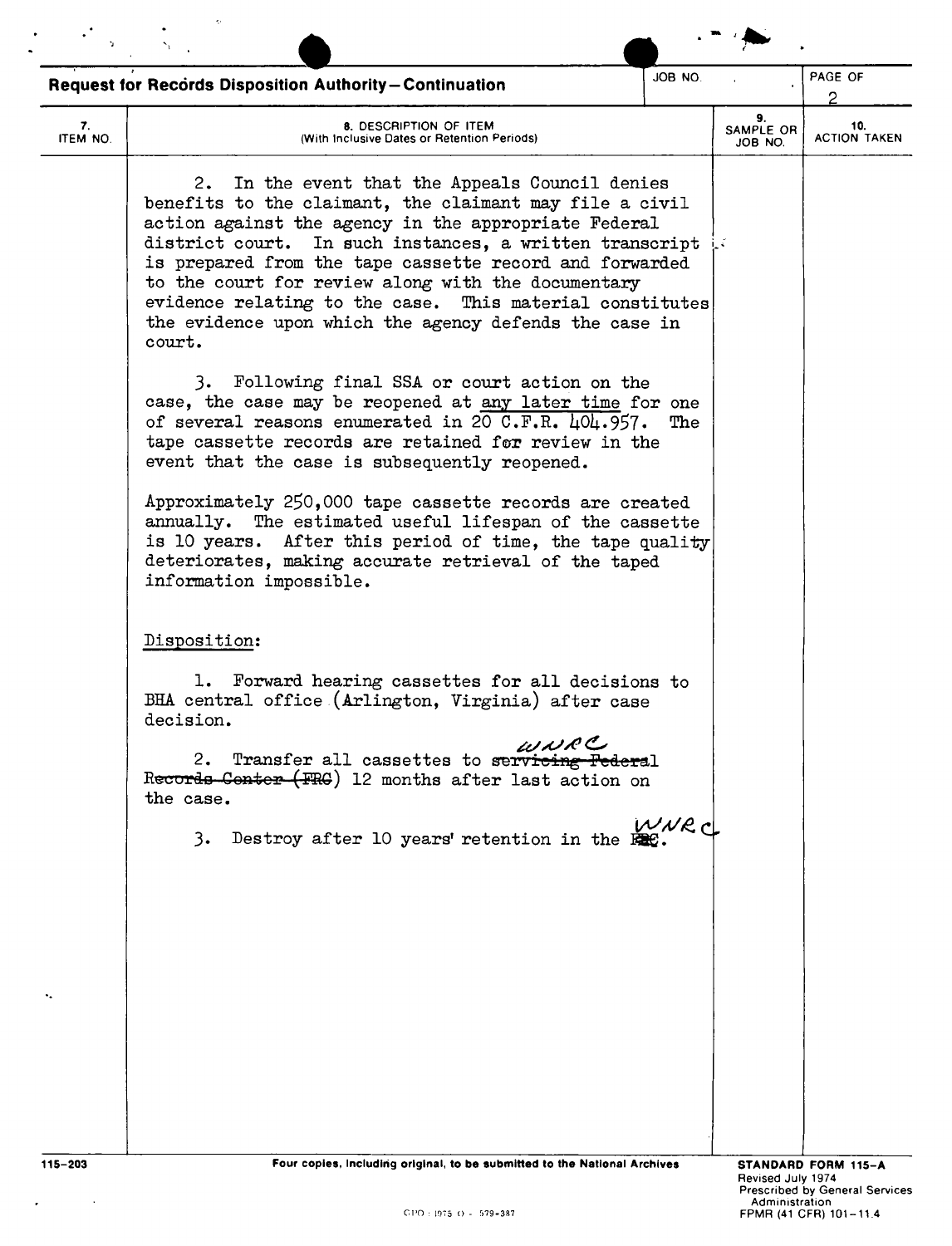**Request for Records Disposition Authority—Continuation**

| 7. ITEM NO. | 8. DESCRIPTION OF ITEM (With Inclusive Dates or Retention Periods) | 9. SAMPLE OR JOB NO. | 10. ACTION TAKEN |
|---|---|---|---|
| | | | |

2. In the event that the Appeals Council denies benefits to the claimant, the claimant may file a civil action against the agency in the appropriate Federal district court. In such instances, a written transcript is prepared from the tape cassette record and forwarded to the court for review along with the documentary evidence relating to the case. This material constitutes the evidence upon which the agency defends the case in court.

3. Following final SSA or court action on the case, the case may be reopened at any later time for one of several reasons enumerated in 20 C.F.R. 404.957. The tape cassette records are retained for review in the event that the case is subsequently reopened.

Approximately 250,000 tape cassette records are created annually. The estimated useful lifespan of the cassette is 10 years. After this period of time, the tape quality deteriorates, making accurate retrieval of the taped information impossible.

Disposition:

1. Forward hearing cassettes for all decisions to BHA central office (Arlington, Virginia) after case decision.

2. Transfer all cassettes to ~~servicing Federal Records Center (FRC)~~ WNRC 12 months after last action on the case.

3. Destroy after 10 years' retention in the ~~FRC~~ WNRC.

Four copies, including original, to be submitted to the National Archives

STANDARD FORM 115-A
Revised July 1974
Prescribed by General Services Administration
FPMR (41 CFR) 101-11.4